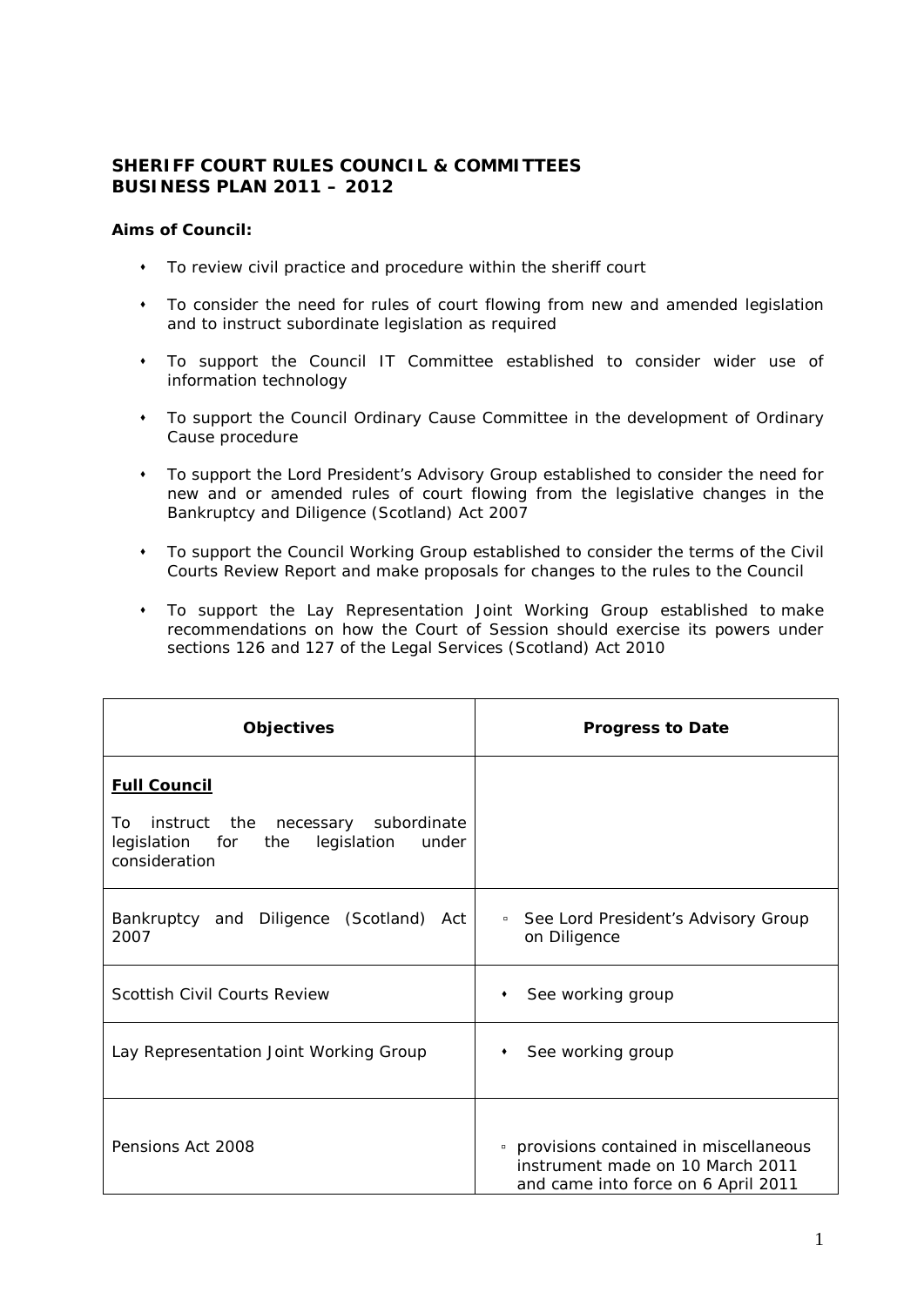## SHERIFF COURT RULES COUNCIL & COMMITTEES
## BUSINESS PLAN 2011 – 2012

**Aims of Council:**

- To review civil practice and procedure within the sheriff court
- To consider the need for rules of court flowing from new and amended legislation and to instruct subordinate legislation as required
- To support the Council IT Committee established to consider wider use of information technology
- To support the Council Ordinary Cause Committee in the development of Ordinary Cause procedure
- To support the Lord President's Advisory Group established to consider the need for new and or amended rules of court flowing from the legislative changes in the Bankruptcy and Diligence (Scotland) Act 2007
- To support the Council Working Group established to consider the terms of the Civil Courts Review Report and make proposals for changes to the rules to the Council
- To support the Lay Representation Joint Working Group established to make recommendations on how the Court of Session should exercise its powers under sections 126 and 127 of the Legal Services (Scotland) Act 2010

| Objectives | Progress to Date |
|---|---|
| **Full Council**<br><br>To instruct the necessary subordinate legislation for the legislation under consideration | |
| Bankruptcy and Diligence (Scotland) Act 2007 | ▫ See Lord President's Advisory Group on Diligence |
| Scottish Civil Courts Review | • See working group |
| Lay Representation Joint Working Group | • See working group |
| Pensions Act 2008 | ▫ provisions contained in miscellaneous instrument made on 10 March 2011 and came into force on 6 April 2011 |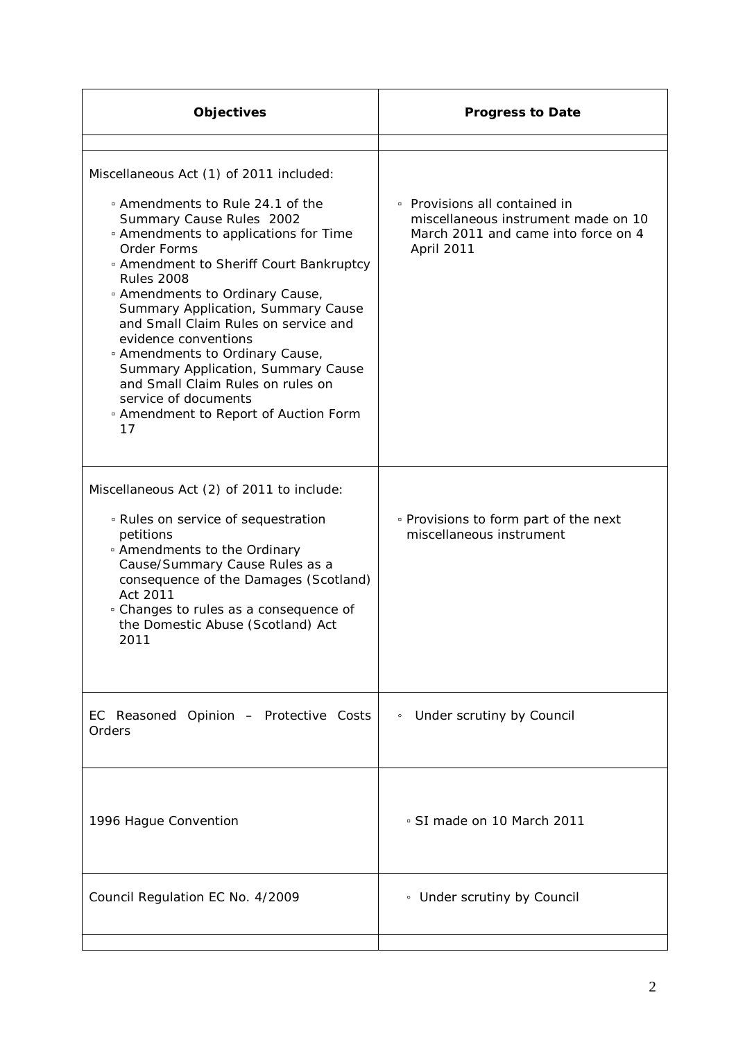| Objectives | Progress to Date |
|---|---|
| | |
| Miscellaneous Act (1) of 2011 included:<br><br>▫ Amendments to Rule 24.1 of the Summary Cause Rules 2002<br>▫ Amendments to applications for Time Order Forms<br>▫ Amendment to Sheriff Court Bankruptcy Rules 2008<br>▫ Amendments to Ordinary Cause, Summary Application, Summary Cause and Small Claim Rules on service and evidence conventions<br>▫ Amendments to Ordinary Cause, Summary Application, Summary Cause and Small Claim Rules on rules on service of documents<br>▫ Amendment to Report of Auction Form 17 | ▫ Provisions all contained in miscellaneous instrument made on 10 March 2011 and came into force on 4 April 2011 |
| Miscellaneous Act (2) of 2011 to include:<br><br>▫ Rules on service of sequestration petitions<br>▫ Amendments to the Ordinary Cause/Summary Cause Rules as a consequence of the Damages (Scotland) Act 2011<br>▫ Changes to rules as a consequence of the Domestic Abuse (Scotland) Act 2011 | ▫ Provisions to form part of the next miscellaneous instrument |
| EC Reasoned Opinion – Protective Costs Orders | ◦ Under scrutiny by Council |
| 1996 Hague Convention | ▫ SI made on 10 March 2011 |
| Council Regulation EC No. 4/2009 | ◦ Under scrutiny by Council |
| | |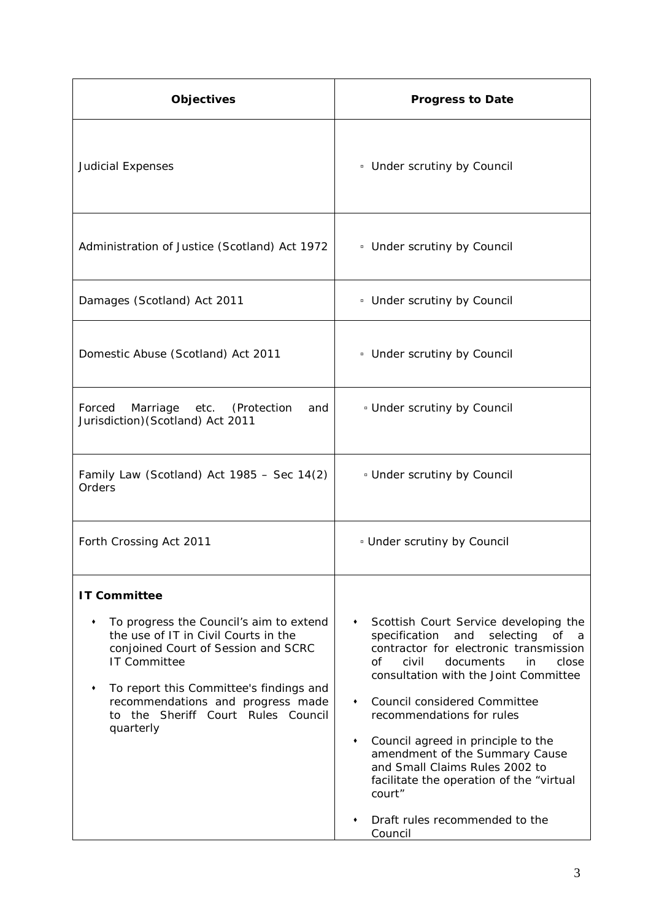| **Objectives** | **Progress to Date** |
| --- | --- |
| Judicial Expenses | ▫ Under scrutiny by Council |
| Administration of Justice (Scotland) Act 1972 | ▫ Under scrutiny by Council |
| Damages (Scotland) Act 2011 | ▫ Under scrutiny by Council |
| Domestic Abuse (Scotland) Act 2011 | ▫ Under scrutiny by Council |
| Forced Marriage etc. (Protection and Jurisdiction)(Scotland) Act 2011 | ▫ Under scrutiny by Council |
| Family Law (Scotland) Act 1985 – Sec 14(2) Orders | ▫ Under scrutiny by Council |
| Forth Crossing Act 2011 | ▫ Under scrutiny by Council |
| **IT Committee**<br><br>• To progress the Council's aim to extend the use of IT in Civil Courts in the conjoined Court of Session and SCRC IT Committee<br><br>• To report this Committee's findings and recommendations and progress made to the Sheriff Court Rules Council quarterly | • Scottish Court Service developing the specification and selecting of a contractor for electronic transmission of civil documents in close consultation with the Joint Committee<br><br>• Council considered Committee recommendations for rules<br><br>• Council agreed in principle to the amendment of the Summary Cause and Small Claims Rules 2002 to facilitate the operation of the "virtual court"<br><br>• Draft rules recommended to the Council |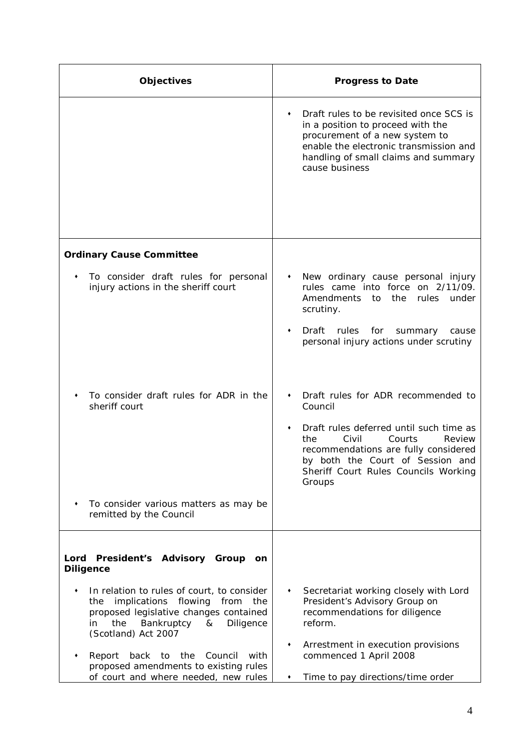| Objectives | Progress to Date |
|---|---|
| | • Draft rules to be revisited once SCS is in a position to proceed with the procurement of a new system to enable the electronic transmission and handling of small claims and summary cause business |
| **Ordinary Cause Committee**<br><br>• To consider draft rules for personal injury actions in the sheriff court | • New ordinary cause personal injury rules came into force on 2/11/09. Amendments to the rules under scrutiny.<br><br>• Draft rules for summary cause personal injury actions under scrutiny |
| • To consider draft rules for ADR in the sheriff court | • Draft rules for ADR recommended to Council<br><br>• Draft rules deferred until such time as the Civil Courts Review recommendations are fully considered by both the Court of Session and Sheriff Court Rules Councils Working Groups |
| • To consider various matters as may be remitted by the Council | |
| **Lord President's Advisory Group on Diligence**<br><br>• In relation to rules of court, to consider the implications flowing from the proposed legislative changes contained in the Bankruptcy & Diligence (Scotland) Act 2007<br><br>• Report back to the Council with proposed amendments to existing rules of court and where needed, new rules | • Secretariat working closely with Lord President's Advisory Group on recommendations for diligence reform.<br><br>• Arrestment in execution provisions commenced 1 April 2008<br><br>• Time to pay directions/time order |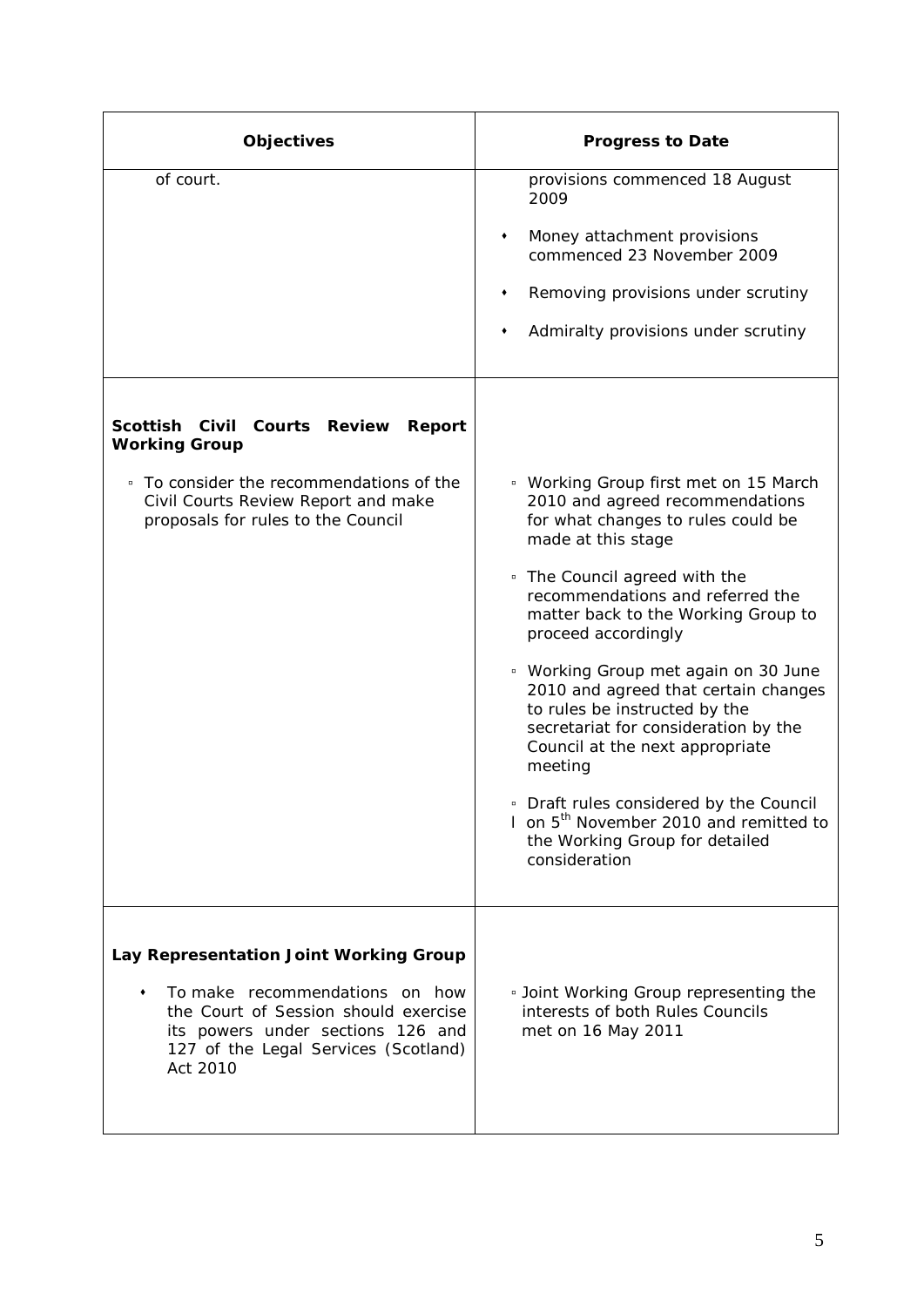| Objectives | Progress to Date |
| --- | --- |
| of court. | provisions commenced 18 August 2009<br>• Money attachment provisions commenced 23 November 2009<br>• Removing provisions under scrutiny<br>• Admiralty provisions under scrutiny |
| **Scottish Civil Courts Review Report Working Group**<br>▫ To consider the recommendations of the Civil Courts Review Report and make proposals for rules to the Council | ▫ Working Group first met on 15 March 2010 and agreed recommendations for what changes to rules could be made at this stage<br>▫ The Council agreed with the recommendations and referred the matter back to the Working Group to proceed accordingly<br>▫ Working Group met again on 30 June 2010 and agreed that certain changes to rules be instructed by the secretariat for consideration by the Council at the next appropriate meeting<br>▫ Draft rules considered by the Council l on 5th November 2010 and remitted to the Working Group for detailed consideration |
| **Lay Representation Joint Working Group**<br>• To make recommendations on how the Court of Session should exercise its powers under sections 126 and 127 of the Legal Services (Scotland) Act 2010 | ▫ Joint Working Group representing the interests of both Rules Councils met on 16 May 2011 |